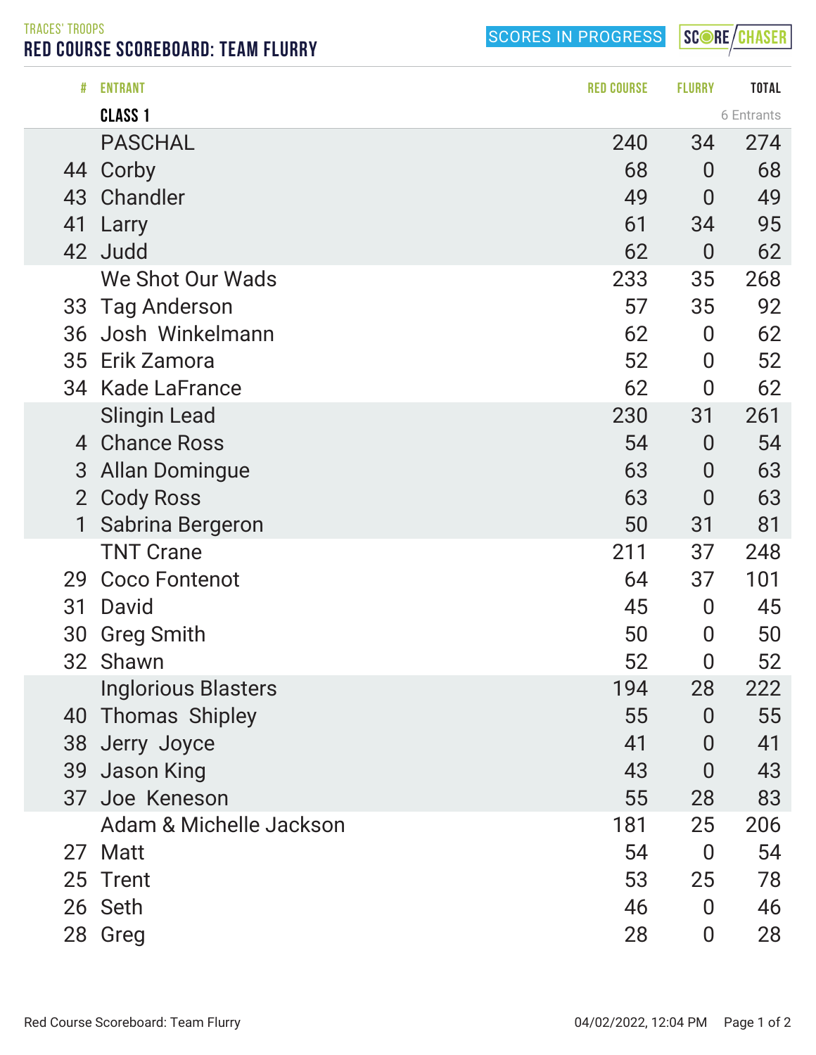TRACES' TROOPS

# RED COURSE SCOREBOARD: TEAM FLURRY

SCORES IN PROGRESS

SCORE CHASER

| # | ENTRANT | RED COURSE | FLURRY | TOTAL |
|---|---|---|---|---|
| | **CLASS 1** | | | 6 Entrants |
| | PASCHAL | 240 | 34 | 274 |
| 44 | Corby | 68 | 0 | 68 |
| 43 | Chandler | 49 | 0 | 49 |
| 41 | Larry | 61 | 34 | 95 |
| 42 | Judd | 62 | 0 | 62 |
| | We Shot Our Wads | 233 | 35 | 268 |
| 33 | Tag Anderson | 57 | 35 | 92 |
| 36 | Josh Winkelmann | 62 | 0 | 62 |
| 35 | Erik Zamora | 52 | 0 | 52 |
| 34 | Kade LaFrance | 62 | 0 | 62 |
| | Slingin Lead | 230 | 31 | 261 |
| 4 | Chance Ross | 54 | 0 | 54 |
| 3 | Allan Domingue | 63 | 0 | 63 |
| 2 | Cody Ross | 63 | 0 | 63 |
| 1 | Sabrina Bergeron | 50 | 31 | 81 |
| | TNT Crane | 211 | 37 | 248 |
| 29 | Coco Fontenot | 64 | 37 | 101 |
| 31 | David | 45 | 0 | 45 |
| 30 | Greg Smith | 50 | 0 | 50 |
| 32 | Shawn | 52 | 0 | 52 |
| | Inglorious Blasters | 194 | 28 | 222 |
| 40 | Thomas Shipley | 55 | 0 | 55 |
| 38 | Jerry Joyce | 41 | 0 | 41 |
| 39 | Jason King | 43 | 0 | 43 |
| 37 | Joe Keneson | 55 | 28 | 83 |
| | Adam & Michelle Jackson | 181 | 25 | 206 |
| 27 | Matt | 54 | 0 | 54 |
| 25 | Trent | 53 | 25 | 78 |
| 26 | Seth | 46 | 0 | 46 |
| 28 | Greg | 28 | 0 | 28 |

Red Course Scoreboard: Team Flurry 04/02/2022, 12:04 PM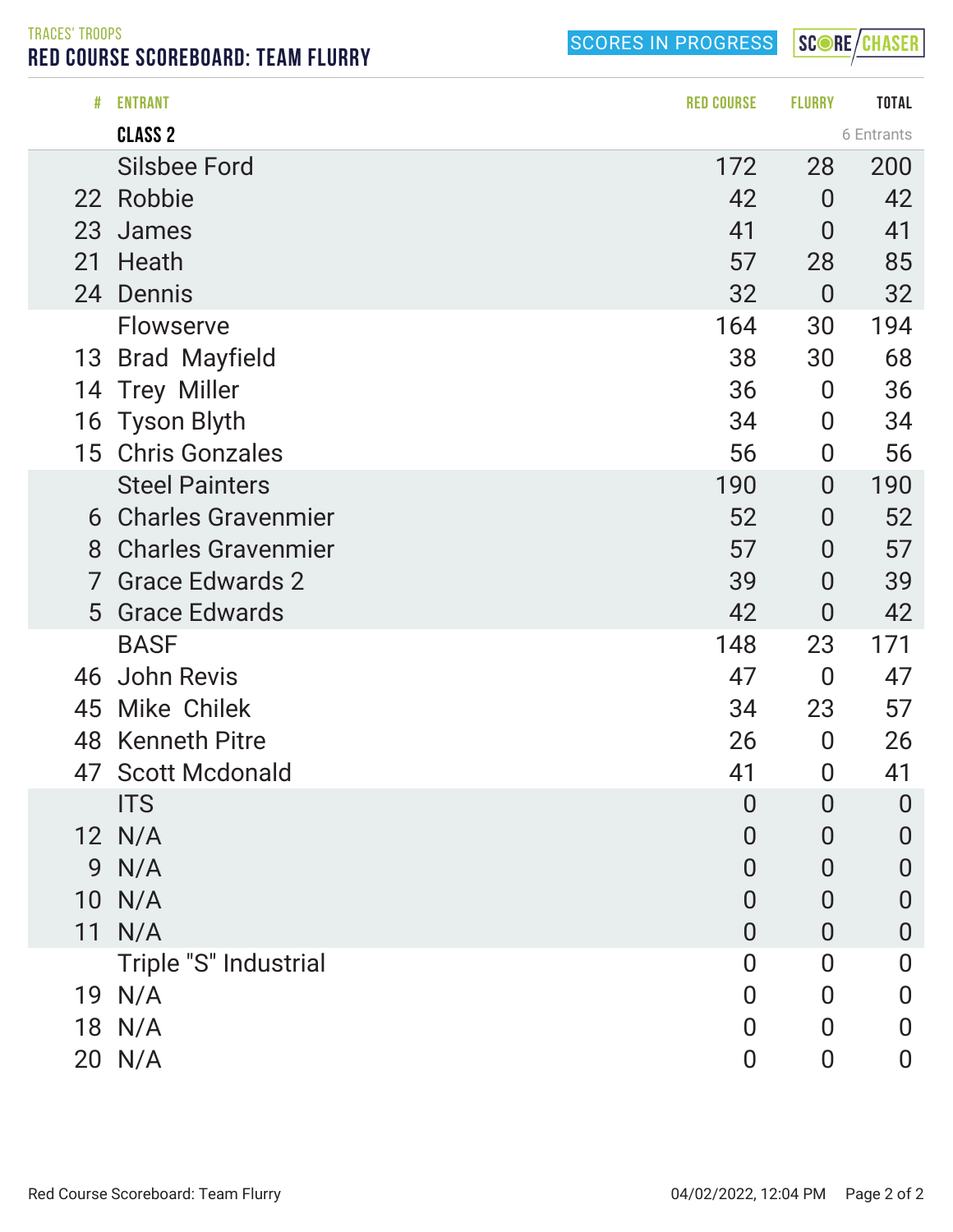TRACES' TROOPS

# RED COURSE SCOREBOARD: TEAM FLURRY

SCORES IN PROGRESS

| # | ENTRANT | RED COURSE | FLURRY | TOTAL |
|---|---|---|---|---|
| | **CLASS 2** | | | 6 Entrants |
| | Silsbee Ford | 172 | 28 | 200 |
| 22 | Robbie | 42 | 0 | 42 |
| 23 | James | 41 | 0 | 41 |
| 21 | Heath | 57 | 28 | 85 |
| 24 | Dennis | 32 | 0 | 32 |
| | Flowserve | 164 | 30 | 194 |
| 13 | Brad Mayfield | 38 | 30 | 68 |
| 14 | Trey Miller | 36 | 0 | 36 |
| 16 | Tyson Blyth | 34 | 0 | 34 |
| 15 | Chris Gonzales | 56 | 0 | 56 |
| | Steel Painters | 190 | 0 | 190 |
| 6 | Charles Gravenmier | 52 | 0 | 52 |
| 8 | Charles Gravenmier | 57 | 0 | 57 |
| 7 | Grace Edwards 2 | 39 | 0 | 39 |
| 5 | Grace Edwards | 42 | 0 | 42 |
| | BASF | 148 | 23 | 171 |
| 46 | John Revis | 47 | 0 | 47 |
| 45 | Mike Chilek | 34 | 23 | 57 |
| 48 | Kenneth Pitre | 26 | 0 | 26 |
| 47 | Scott Mcdonald | 41 | 0 | 41 |
| | ITS | 0 | 0 | 0 |
| 12 | N/A | 0 | 0 | 0 |
| 9 | N/A | 0 | 0 | 0 |
| 10 | N/A | 0 | 0 | 0 |
| 11 | N/A | 0 | 0 | 0 |
| | Triple "S" Industrial | 0 | 0 | 0 |
| 19 | N/A | 0 | 0 | 0 |
| 18 | N/A | 0 | 0 | 0 |
| 20 | N/A | 0 | 0 | 0 |

04/02/2022, 12:04 PM